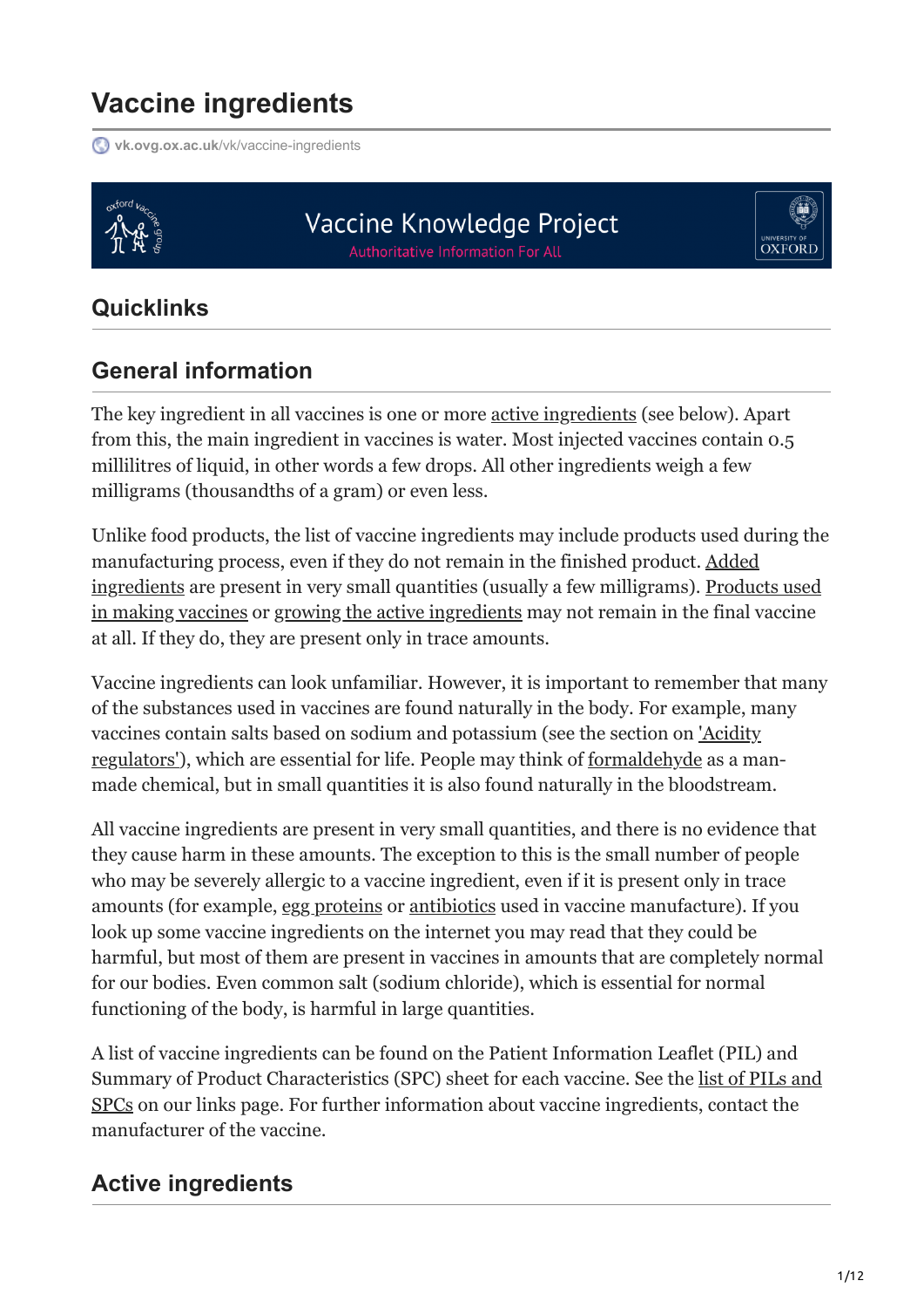# Vaccine ingredients

vk.ovg.ox.ac.uk/vk/vaccine-ingredients

Vaccine Knowledge Project

Authoritative Information For All

## Quicklinks

## General information

The key ingredient in all vaccines is one or more active ingredients (see below). Apart from this, the main ingredient in vaccines is water. Most injected vaccines contain 0.5 millilitres of liquid, in other words a few drops. All other ingredients weigh a few milligrams (thousandths of a gram) or even less.

Unlike food products, the list of vaccine ingredients may include products used during the manufacturing process, even if they do not remain in the finished product. Added ingredients are present in very small quantities (usually a few milligrams). Products used in making vaccines or growing the active ingredients may not remain in the final vaccine at all. If they do, they are present only in trace amounts.

Vaccine ingredients can look unfamiliar. However, it is important to remember that many of the substances used in vaccines are found naturally in the body. For example, many vaccines contain salts based on sodium and potassium (see the section on 'Acidity regulators'), which are essential for life. People may think of formaldehyde as a man-made chemical, but in small quantities it is also found naturally in the bloodstream.

All vaccine ingredients are present in very small quantities, and there is no evidence that they cause harm in these amounts. The exception to this is the small number of people who may be severely allergic to a vaccine ingredient, even if it is present only in trace amounts (for example, egg proteins or antibiotics used in vaccine manufacture). If you look up some vaccine ingredients on the internet you may read that they could be harmful, but most of them are present in vaccines in amounts that are completely normal for our bodies. Even common salt (sodium chloride), which is essential for normal functioning of the body, is harmful in large quantities.

A list of vaccine ingredients can be found on the Patient Information Leaflet (PIL) and Summary of Product Characteristics (SPC) sheet for each vaccine. See the list of PILs and SPCs on our links page. For further information about vaccine ingredients, contact the manufacturer of the vaccine.

## Active ingredients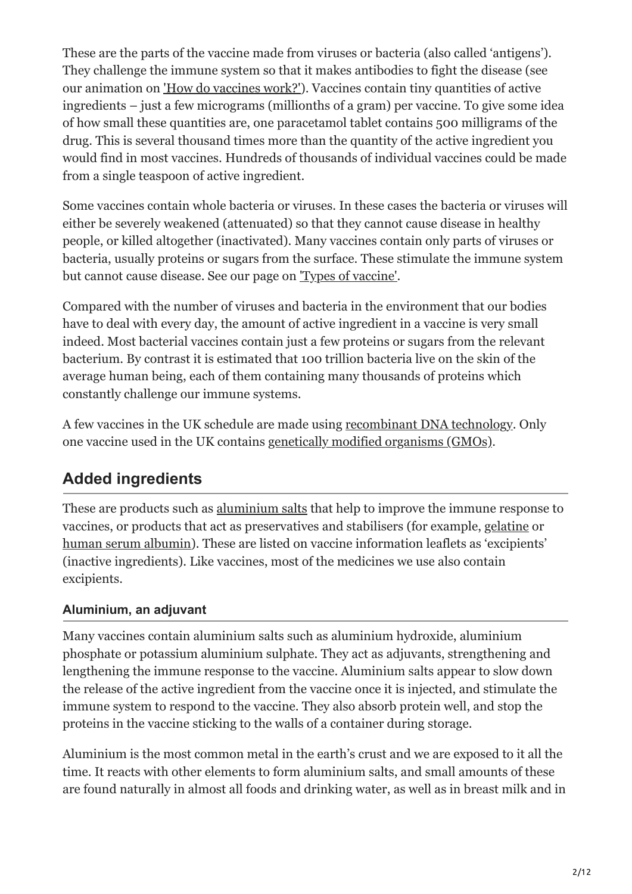These are the parts of the vaccine made from viruses or bacteria (also called 'antigens'). They challenge the immune system so that it makes antibodies to fight the disease (see our animation on 'How do vaccines work?'). Vaccines contain tiny quantities of active ingredients – just a few micrograms (millionths of a gram) per vaccine. To give some idea of how small these quantities are, one paracetamol tablet contains 500 milligrams of the drug. This is several thousand times more than the quantity of the active ingredient you would find in most vaccines. Hundreds of thousands of individual vaccines could be made from a single teaspoon of active ingredient.

Some vaccines contain whole bacteria or viruses. In these cases the bacteria or viruses will either be severely weakened (attenuated) so that they cannot cause disease in healthy people, or killed altogether (inactivated). Many vaccines contain only parts of viruses or bacteria, usually proteins or sugars from the surface. These stimulate the immune system but cannot cause disease. See our page on 'Types of vaccine'.

Compared with the number of viruses and bacteria in the environment that our bodies have to deal with every day, the amount of active ingredient in a vaccine is very small indeed. Most bacterial vaccines contain just a few proteins or sugars from the relevant bacterium. By contrast it is estimated that 100 trillion bacteria live on the skin of the average human being, each of them containing many thousands of proteins which constantly challenge our immune systems.

A few vaccines in the UK schedule are made using recombinant DNA technology. Only one vaccine used in the UK contains genetically modified organisms (GMOs).

## Added ingredients

These are products such as aluminium salts that help to improve the immune response to vaccines, or products that act as preservatives and stabilisers (for example, gelatine or human serum albumin). These are listed on vaccine information leaflets as 'excipients' (inactive ingredients). Like vaccines, most of the medicines we use also contain excipients.

### Aluminium, an adjuvant

Many vaccines contain aluminium salts such as aluminium hydroxide, aluminium phosphate or potassium aluminium sulphate. They act as adjuvants, strengthening and lengthening the immune response to the vaccine. Aluminium salts appear to slow down the release of the active ingredient from the vaccine once it is injected, and stimulate the immune system to respond to the vaccine. They also absorb protein well, and stop the proteins in the vaccine sticking to the walls of a container during storage.

Aluminium is the most common metal in the earth's crust and we are exposed to it all the time. It reacts with other elements to form aluminium salts, and small amounts of these are found naturally in almost all foods and drinking water, as well as in breast milk and in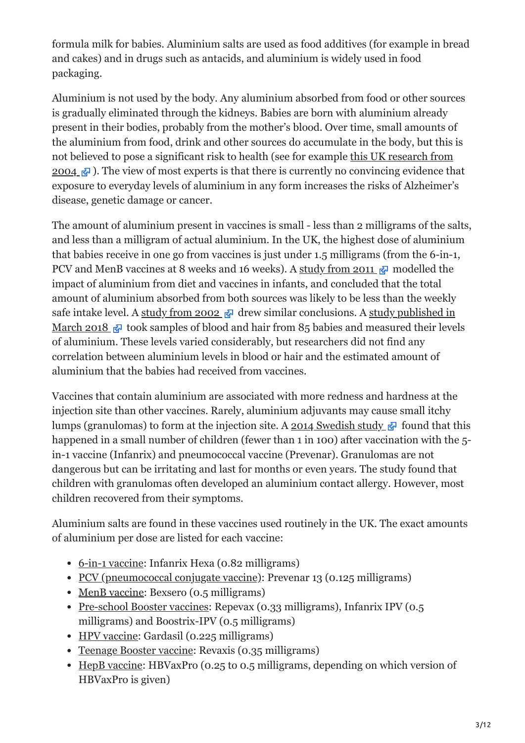formula milk for babies. Aluminium salts are used as food additives (for example in bread and cakes) and in drugs such as antacids, and aluminium is widely used in food packaging.

Aluminium is not used by the body. Any aluminium absorbed from food or other sources is gradually eliminated through the kidneys. Babies are born with aluminium already present in their bodies, probably from the mother's blood. Over time, small amounts of the aluminium from food, drink and other sources do accumulate in the body, but this is not believed to pose a significant risk to health (see for example this UK research from 2004). The view of most experts is that there is currently no convincing evidence that exposure to everyday levels of aluminium in any form increases the risks of Alzheimer's disease, genetic damage or cancer.

The amount of aluminium present in vaccines is small - less than 2 milligrams of the salts, and less than a milligram of actual aluminium. In the UK, the highest dose of aluminium that babies receive in one go from vaccines is just under 1.5 milligrams (from the 6-in-1, PCV and MenB vaccines at 8 weeks and 16 weeks). A study from 2011 modelled the impact of aluminium from diet and vaccines in infants, and concluded that the total amount of aluminium absorbed from both sources was likely to be less than the weekly safe intake level. A study from 2002 drew similar conclusions. A study published in March 2018 took samples of blood and hair from 85 babies and measured their levels of aluminium. These levels varied considerably, but researchers did not find any correlation between aluminium levels in blood or hair and the estimated amount of aluminium that the babies had received from vaccines.

Vaccines that contain aluminium are associated with more redness and hardness at the injection site than other vaccines. Rarely, aluminium adjuvants may cause small itchy lumps (granulomas) to form at the injection site. A 2014 Swedish study found that this happened in a small number of children (fewer than 1 in 100) after vaccination with the 5-in-1 vaccine (Infanrix) and pneumococcal vaccine (Prevenar). Granulomas are not dangerous but can be irritating and last for months or even years. The study found that children with granulomas often developed an aluminium contact allergy. However, most children recovered from their symptoms.

Aluminium salts are found in these vaccines used routinely in the UK. The exact amounts of aluminium per dose are listed for each vaccine:

- 6-in-1 vaccine: Infanrix Hexa (0.82 milligrams)
- PCV (pneumococcal conjugate vaccine): Prevenar 13 (0.125 milligrams)
- MenB vaccine: Bexsero (0.5 milligrams)
- Pre-school Booster vaccines: Repevax (0.33 milligrams), Infanrix IPV (0.5 milligrams) and Boostrix-IPV (0.5 milligrams)
- HPV vaccine: Gardasil (0.225 milligrams)
- Teenage Booster vaccine: Revaxis (0.35 milligrams)
- HepB vaccine: HBVaxPro (0.25 to 0.5 milligrams, depending on which version of HBVaxPro is given)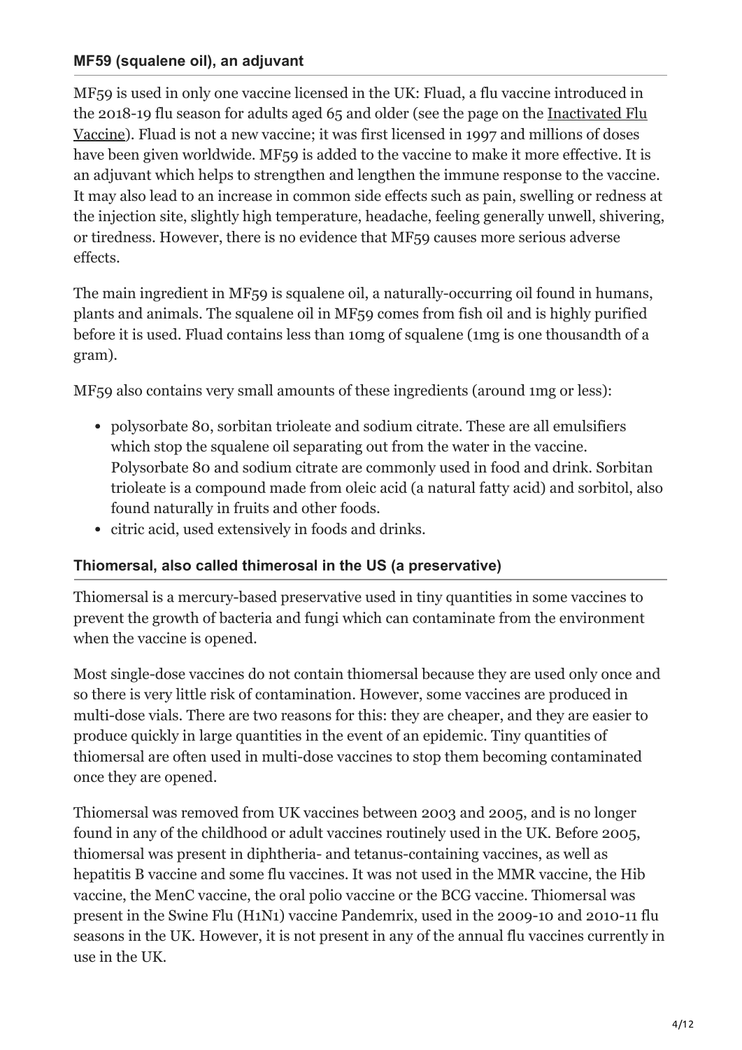### MF59 (squalene oil), an adjuvant

MF59 is used in only one vaccine licensed in the UK: Fluad, a flu vaccine introduced in the 2018-19 flu season for adults aged 65 and older (see the page on the Inactivated Flu Vaccine). Fluad is not a new vaccine; it was first licensed in 1997 and millions of doses have been given worldwide. MF59 is added to the vaccine to make it more effective. It is an adjuvant which helps to strengthen and lengthen the immune response to the vaccine. It may also lead to an increase in common side effects such as pain, swelling or redness at the injection site, slightly high temperature, headache, feeling generally unwell, shivering, or tiredness. However, there is no evidence that MF59 causes more serious adverse effects.

The main ingredient in MF59 is squalene oil, a naturally-occurring oil found in humans, plants and animals. The squalene oil in MF59 comes from fish oil and is highly purified before it is used. Fluad contains less than 10mg of squalene (1mg is one thousandth of a gram).

MF59 also contains very small amounts of these ingredients (around 1mg or less):

- polysorbate 80, sorbitan trioleate and sodium citrate. These are all emulsifiers which stop the squalene oil separating out from the water in the vaccine. Polysorbate 80 and sodium citrate are commonly used in food and drink. Sorbitan trioleate is a compound made from oleic acid (a natural fatty acid) and sorbitol, also found naturally in fruits and other foods.
- citric acid, used extensively in foods and drinks.

### Thiomersal, also called thimerosal in the US (a preservative)

Thiomersal is a mercury-based preservative used in tiny quantities in some vaccines to prevent the growth of bacteria and fungi which can contaminate from the environment when the vaccine is opened.

Most single-dose vaccines do not contain thiomersal because they are used only once and so there is very little risk of contamination. However, some vaccines are produced in multi-dose vials. There are two reasons for this: they are cheaper, and they are easier to produce quickly in large quantities in the event of an epidemic. Tiny quantities of thiomersal are often used in multi-dose vaccines to stop them becoming contaminated once they are opened.

Thiomersal was removed from UK vaccines between 2003 and 2005, and is no longer found in any of the childhood or adult vaccines routinely used in the UK. Before 2005, thiomersal was present in diphtheria- and tetanus-containing vaccines, as well as hepatitis B vaccine and some flu vaccines. It was not used in the MMR vaccine, the Hib vaccine, the MenC vaccine, the oral polio vaccine or the BCG vaccine. Thiomersal was present in the Swine Flu (H1N1) vaccine Pandemrix, used in the 2009-10 and 2010-11 flu seasons in the UK. However, it is not present in any of the annual flu vaccines currently in use in the UK.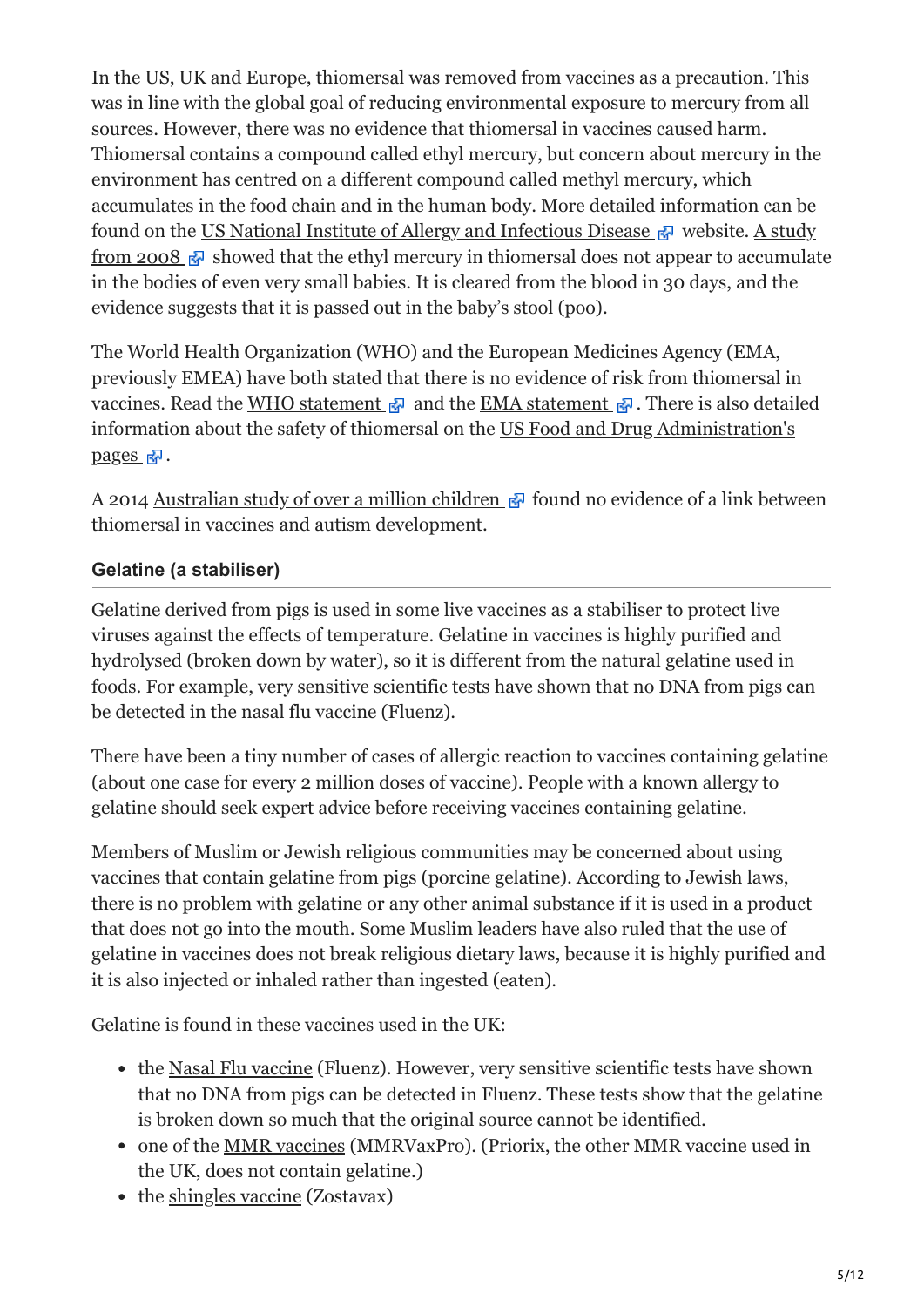In the US, UK and Europe, thiomersal was removed from vaccines as a precaution. This was in line with the global goal of reducing environmental exposure to mercury from all sources. However, there was no evidence that thiomersal in vaccines caused harm. Thiomersal contains a compound called ethyl mercury, but concern about mercury in the environment has centred on a different compound called methyl mercury, which accumulates in the food chain and in the human body. More detailed information can be found on the US National Institute of Allergy and Infectious Disease website. A study from 2008 showed that the ethyl mercury in thiomersal does not appear to accumulate in the bodies of even very small babies. It is cleared from the blood in 30 days, and the evidence suggests that it is passed out in the baby's stool (poo).

The World Health Organization (WHO) and the European Medicines Agency (EMA, previously EMEA) have both stated that there is no evidence of risk from thiomersal in vaccines. Read the WHO statement and the EMA statement. There is also detailed information about the safety of thiomersal on the US Food and Drug Administration's pages.

A 2014 Australian study of over a million children found no evidence of a link between thiomersal in vaccines and autism development.

#### Gelatine (a stabiliser)

Gelatine derived from pigs is used in some live vaccines as a stabiliser to protect live viruses against the effects of temperature. Gelatine in vaccines is highly purified and hydrolysed (broken down by water), so it is different from the natural gelatine used in foods. For example, very sensitive scientific tests have shown that no DNA from pigs can be detected in the nasal flu vaccine (Fluenz).

There have been a tiny number of cases of allergic reaction to vaccines containing gelatine (about one case for every 2 million doses of vaccine). People with a known allergy to gelatine should seek expert advice before receiving vaccines containing gelatine.

Members of Muslim or Jewish religious communities may be concerned about using vaccines that contain gelatine from pigs (porcine gelatine). According to Jewish laws, there is no problem with gelatine or any other animal substance if it is used in a product that does not go into the mouth. Some Muslim leaders have also ruled that the use of gelatine in vaccines does not break religious dietary laws, because it is highly purified and it is also injected or inhaled rather than ingested (eaten).

Gelatine is found in these vaccines used in the UK:

- the Nasal Flu vaccine (Fluenz). However, very sensitive scientific tests have shown that no DNA from pigs can be detected in Fluenz. These tests show that the gelatine is broken down so much that the original source cannot be identified.
- one of the MMR vaccines (MMRVaxPro). (Priorix, the other MMR vaccine used in the UK, does not contain gelatine.)
- the shingles vaccine (Zostavax)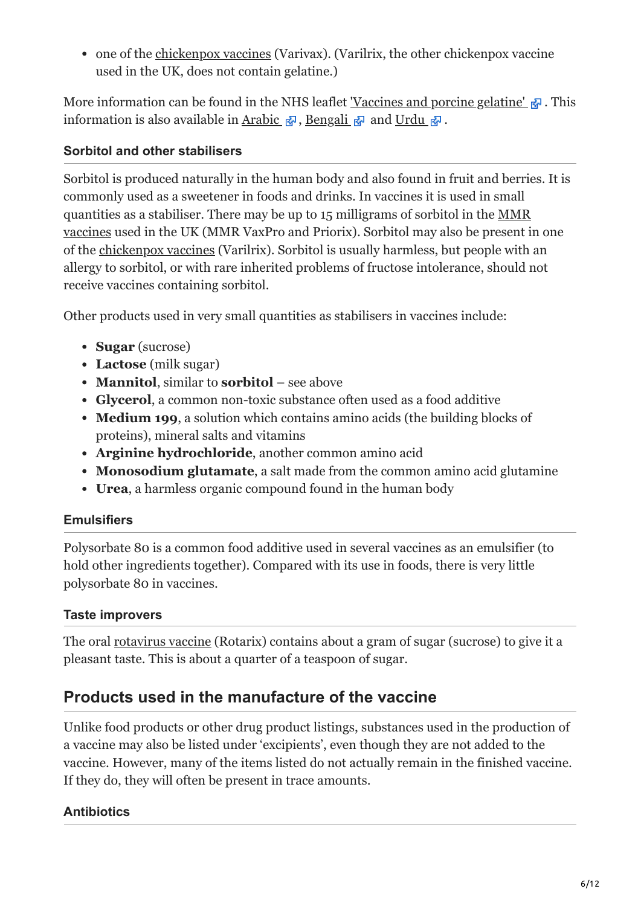- one of the chickenpox vaccines (Varivax). (Varilrix, the other chickenpox vaccine used in the UK, does not contain gelatine.)

More information can be found in the NHS leaflet 'Vaccines and porcine gelatine'. This information is also available in Arabic, Bengali and Urdu.

### Sorbitol and other stabilisers

Sorbitol is produced naturally in the human body and also found in fruit and berries. It is commonly used as a sweetener in foods and drinks. In vaccines it is used in small quantities as a stabiliser. There may be up to 15 milligrams of sorbitol in the MMR vaccines used in the UK (MMR VaxPro and Priorix). Sorbitol may also be present in one of the chickenpox vaccines (Varilrix). Sorbitol is usually harmless, but people with an allergy to sorbitol, or with rare inherited problems of fructose intolerance, should not receive vaccines containing sorbitol.

Other products used in very small quantities as stabilisers in vaccines include:

- **Sugar** (sucrose)
- **Lactose** (milk sugar)
- **Mannitol**, similar to **sorbitol** – see above
- **Glycerol**, a common non-toxic substance often used as a food additive
- **Medium 199**, a solution which contains amino acids (the building blocks of proteins), mineral salts and vitamins
- **Arginine hydrochloride**, another common amino acid
- **Monosodium glutamate**, a salt made from the common amino acid glutamine
- **Urea**, a harmless organic compound found in the human body

### Emulsifiers

Polysorbate 80 is a common food additive used in several vaccines as an emulsifier (to hold other ingredients together). Compared with its use in foods, there is very little polysorbate 80 in vaccines.

### Taste improvers

The oral rotavirus vaccine (Rotarix) contains about a gram of sugar (sucrose) to give it a pleasant taste. This is about a quarter of a teaspoon of sugar.

## Products used in the manufacture of the vaccine

Unlike food products or other drug product listings, substances used in the production of a vaccine may also be listed under 'excipients', even though they are not added to the vaccine. However, many of the items listed do not actually remain in the finished vaccine. If they do, they will often be present in trace amounts.

### Antibiotics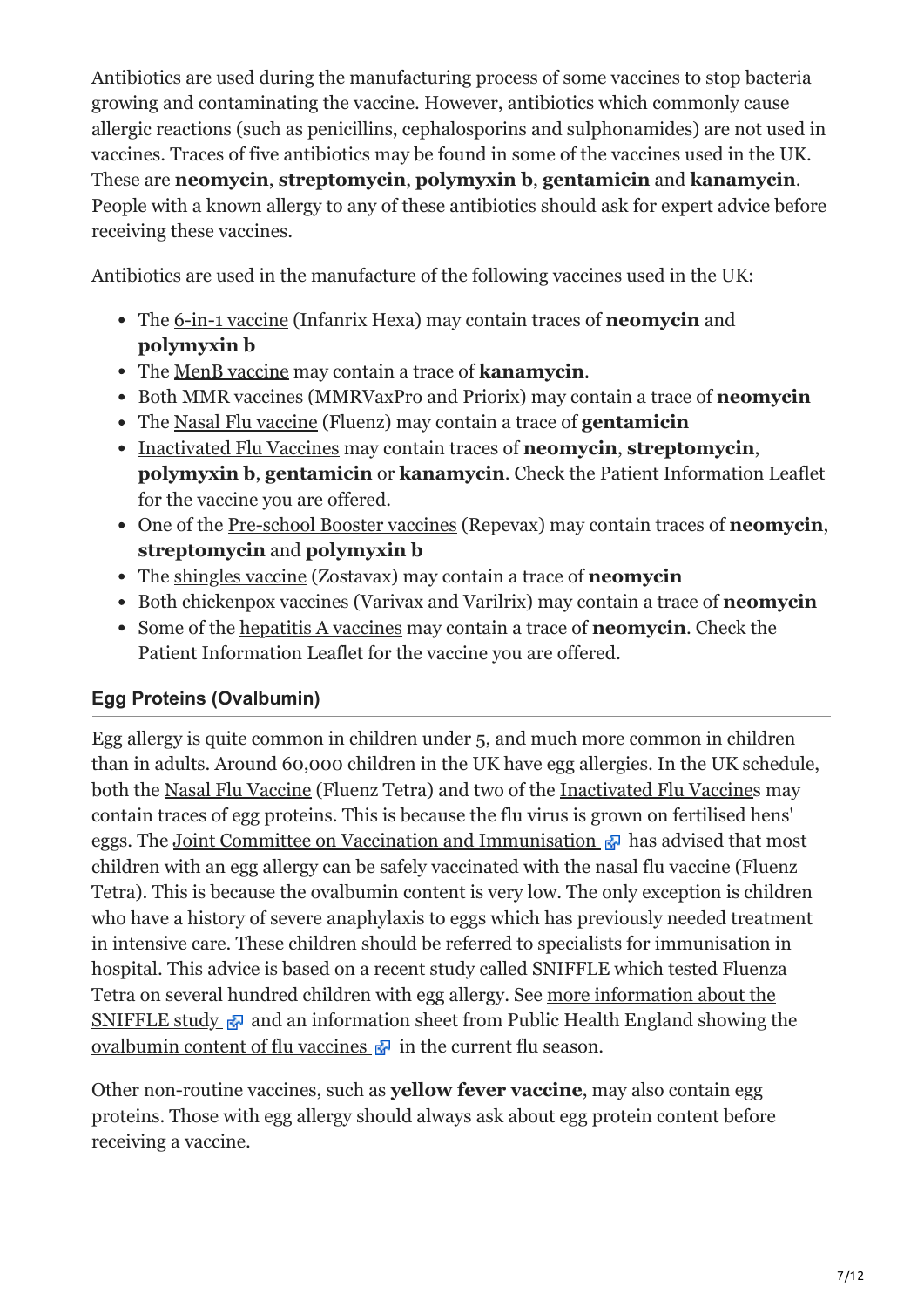Antibiotics are used during the manufacturing process of some vaccines to stop bacteria growing and contaminating the vaccine. However, antibiotics which commonly cause allergic reactions (such as penicillins, cephalosporins and sulphonamides) are not used in vaccines. Traces of five antibiotics may be found in some of the vaccines used in the UK. These are **neomycin**, **streptomycin**, **polymyxin b**, **gentamicin** and **kanamycin**. People with a known allergy to any of these antibiotics should ask for expert advice before receiving these vaccines.

Antibiotics are used in the manufacture of the following vaccines used in the UK:

- The 6-in-1 vaccine (Infanrix Hexa) may contain traces of **neomycin** and **polymyxin b**
- The MenB vaccine may contain a trace of **kanamycin**.
- Both MMR vaccines (MMRVaxPro and Priorix) may contain a trace of **neomycin**
- The Nasal Flu vaccine (Fluenz) may contain a trace of **gentamicin**
- Inactivated Flu Vaccines may contain traces of **neomycin**, **streptomycin**, **polymyxin b**, **gentamicin** or **kanamycin**. Check the Patient Information Leaflet for the vaccine you are offered.
- One of the Pre-school Booster vaccines (Repevax) may contain traces of **neomycin**, **streptomycin** and **polymyxin b**
- The shingles vaccine (Zostavax) may contain a trace of **neomycin**
- Both chickenpox vaccines (Varivax and Varilrix) may contain a trace of **neomycin**
- Some of the hepatitis A vaccines may contain a trace of **neomycin**. Check the Patient Information Leaflet for the vaccine you are offered.

### Egg Proteins (Ovalbumin)

Egg allergy is quite common in children under 5, and much more common in children than in adults. Around 60,000 children in the UK have egg allergies. In the UK schedule, both the Nasal Flu Vaccine (Fluenz Tetra) and two of the Inactivated Flu Vaccines may contain traces of egg proteins. This is because the flu virus is grown on fertilised hens' eggs. The Joint Committee on Vaccination and Immunisation has advised that most children with an egg allergy can be safely vaccinated with the nasal flu vaccine (Fluenz Tetra). This is because the ovalbumin content is very low. The only exception is children who have a history of severe anaphylaxis to eggs which has previously needed treatment in intensive care. These children should be referred to specialists for immunisation in hospital. This advice is based on a recent study called SNIFFLE which tested Fluenza Tetra on several hundred children with egg allergy. See more information about the SNIFFLE study and an information sheet from Public Health England showing the ovalbumin content of flu vaccines in the current flu season.

Other non-routine vaccines, such as **yellow fever vaccine**, may also contain egg proteins. Those with egg allergy should always ask about egg protein content before receiving a vaccine.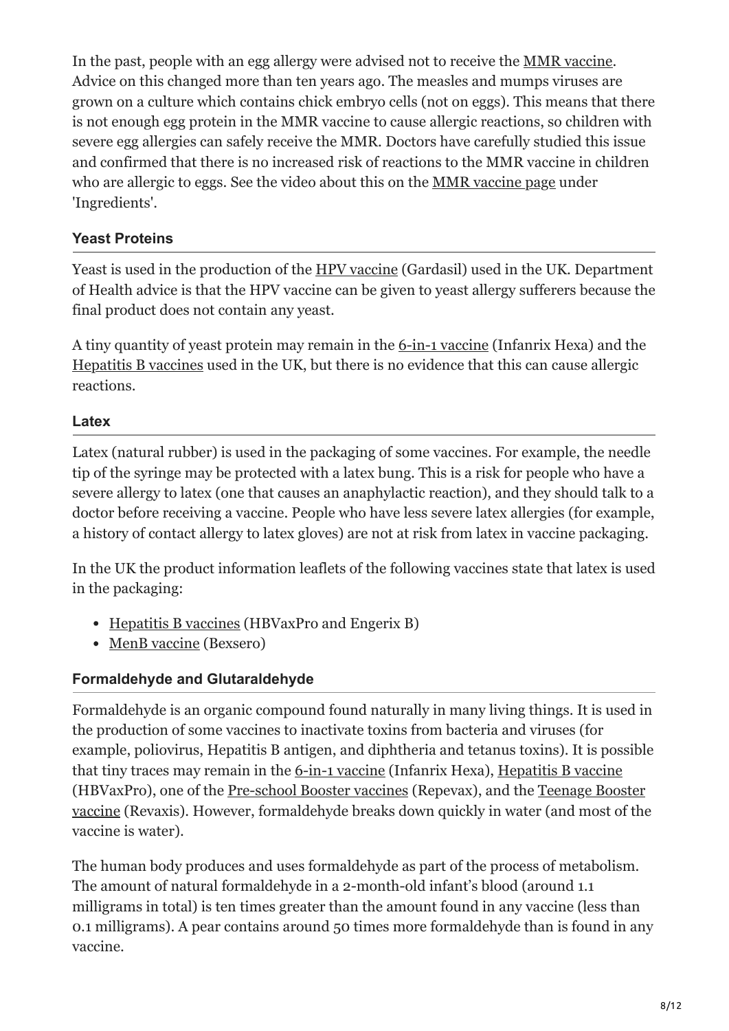In the past, people with an egg allergy were advised not to receive the MMR vaccine. Advice on this changed more than ten years ago. The measles and mumps viruses are grown on a culture which contains chick embryo cells (not on eggs). This means that there is not enough egg protein in the MMR vaccine to cause allergic reactions, so children with severe egg allergies can safely receive the MMR. Doctors have carefully studied this issue and confirmed that there is no increased risk of reactions to the MMR vaccine in children who are allergic to eggs. See the video about this on the MMR vaccine page under 'Ingredients'.

### Yeast Proteins

Yeast is used in the production of the HPV vaccine (Gardasil) used in the UK. Department of Health advice is that the HPV vaccine can be given to yeast allergy sufferers because the final product does not contain any yeast.

A tiny quantity of yeast protein may remain in the 6-in-1 vaccine (Infanrix Hexa) and the Hepatitis B vaccines used in the UK, but there is no evidence that this can cause allergic reactions.

### Latex

Latex (natural rubber) is used in the packaging of some vaccines. For example, the needle tip of the syringe may be protected with a latex bung. This is a risk for people who have a severe allergy to latex (one that causes an anaphylactic reaction), and they should talk to a doctor before receiving a vaccine. People who have less severe latex allergies (for example, a history of contact allergy to latex gloves) are not at risk from latex in vaccine packaging.

In the UK the product information leaflets of the following vaccines state that latex is used in the packaging:

- Hepatitis B vaccines (HBVaxPro and Engerix B)
- MenB vaccine (Bexsero)

### Formaldehyde and Glutaraldehyde

Formaldehyde is an organic compound found naturally in many living things. It is used in the production of some vaccines to inactivate toxins from bacteria and viruses (for example, poliovirus, Hepatitis B antigen, and diphtheria and tetanus toxins). It is possible that tiny traces may remain in the 6-in-1 vaccine (Infanrix Hexa), Hepatitis B vaccine (HBVaxPro), one of the Pre-school Booster vaccines (Repevax), and the Teenage Booster vaccine (Revaxis). However, formaldehyde breaks down quickly in water (and most of the vaccine is water).

The human body produces and uses formaldehyde as part of the process of metabolism. The amount of natural formaldehyde in a 2-month-old infant's blood (around 1.1 milligrams in total) is ten times greater than the amount found in any vaccine (less than 0.1 milligrams). A pear contains around 50 times more formaldehyde than is found in any vaccine.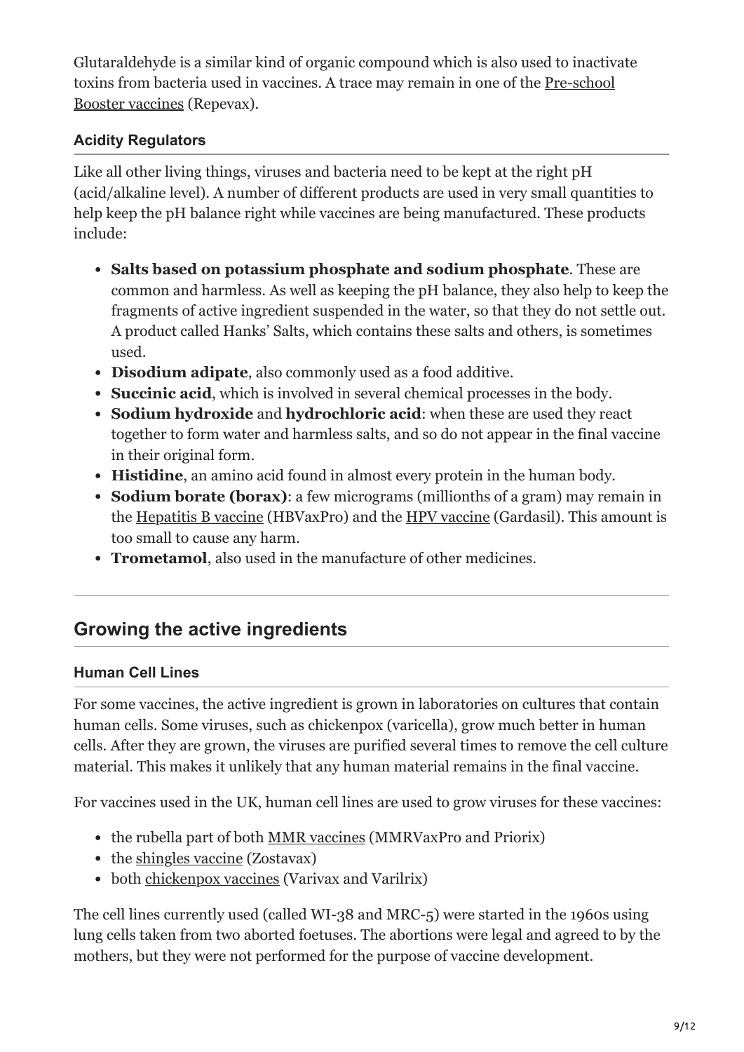Glutaraldehyde is a similar kind of organic compound which is also used to inactivate toxins from bacteria used in vaccines. A trace may remain in one of the Pre-school Booster vaccines (Repevax).

### Acidity Regulators

Like all other living things, viruses and bacteria need to be kept at the right pH (acid/alkaline level). A number of different products are used in very small quantities to help keep the pH balance right while vaccines are being manufactured. These products include:

- **Salts based on potassium phosphate and sodium phosphate**. These are common and harmless. As well as keeping the pH balance, they also help to keep the fragments of active ingredient suspended in the water, so that they do not settle out. A product called Hanks' Salts, which contains these salts and others, is sometimes used.
- **Disodium adipate**, also commonly used as a food additive.
- **Succinic acid**, which is involved in several chemical processes in the body.
- **Sodium hydroxide** and **hydrochloric acid**: when these are used they react together to form water and harmless salts, and so do not appear in the final vaccine in their original form.
- **Histidine**, an amino acid found in almost every protein in the human body.
- **Sodium borate (borax)**: a few micrograms (millionths of a gram) may remain in the Hepatitis B vaccine (HBVaxPro) and the HPV vaccine (Gardasil). This amount is too small to cause any harm.
- **Trometamol**, also used in the manufacture of other medicines.

---

## Growing the active ingredients

### Human Cell Lines

For some vaccines, the active ingredient is grown in laboratories on cultures that contain human cells. Some viruses, such as chickenpox (varicella), grow much better in human cells. After they are grown, the viruses are purified several times to remove the cell culture material. This makes it unlikely that any human material remains in the final vaccine.

For vaccines used in the UK, human cell lines are used to grow viruses for these vaccines:

- the rubella part of both MMR vaccines (MMRVaxPro and Priorix)
- the shingles vaccine (Zostavax)
- both chickenpox vaccines (Varivax and Varilrix)

The cell lines currently used (called WI-38 and MRC-5) were started in the 1960s using lung cells taken from two aborted foetuses. The abortions were legal and agreed to by the mothers, but they were not performed for the purpose of vaccine development.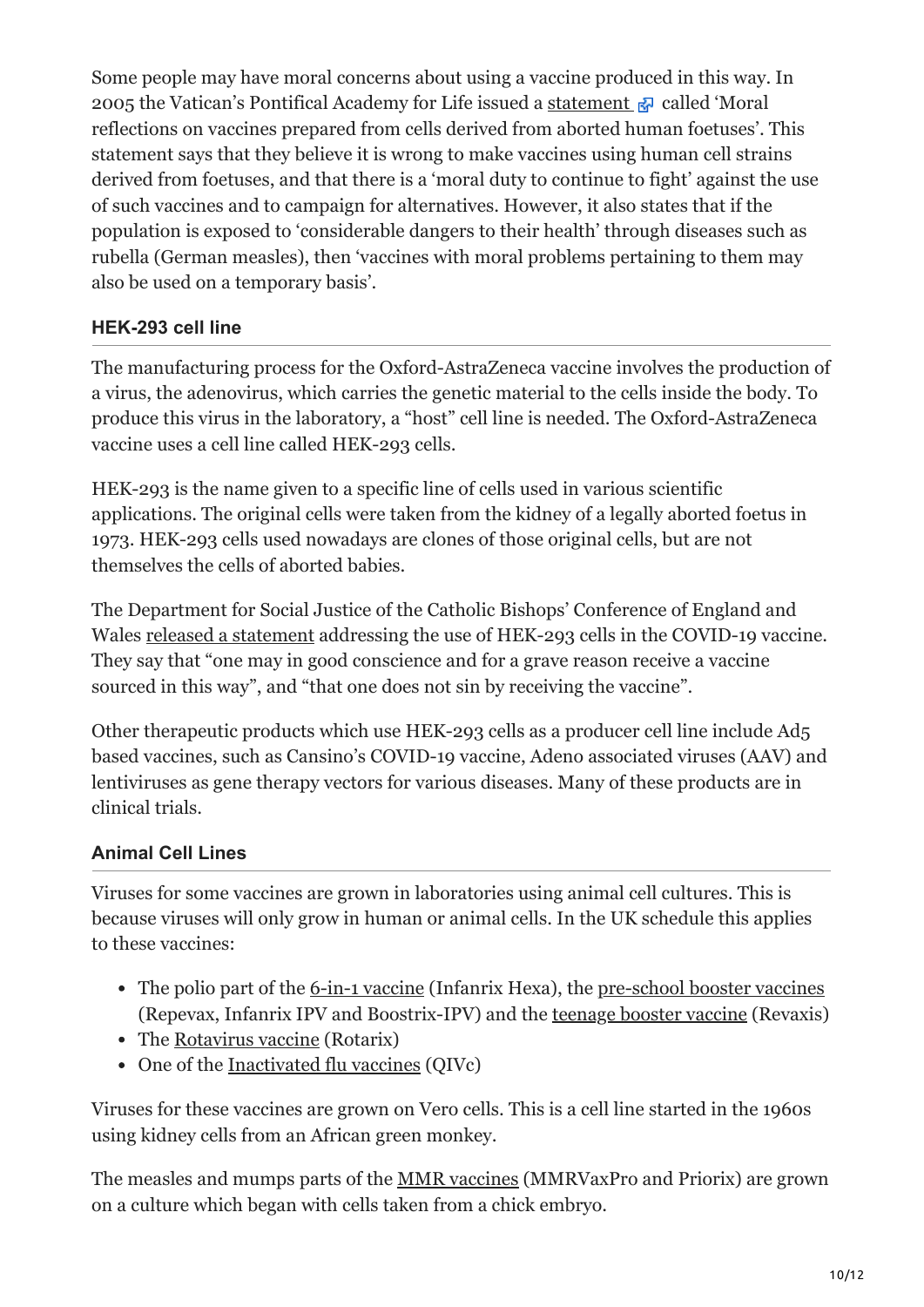Some people may have moral concerns about using a vaccine produced in this way. In 2005 the Vatican's Pontifical Academy for Life issued a statement called 'Moral reflections on vaccines prepared from cells derived from aborted human foetuses'. This statement says that they believe it is wrong to make vaccines using human cell strains derived from foetuses, and that there is a 'moral duty to continue to fight' against the use of such vaccines and to campaign for alternatives. However, it also states that if the population is exposed to 'considerable dangers to their health' through diseases such as rubella (German measles), then 'vaccines with moral problems pertaining to them may also be used on a temporary basis'.

### HEK-293 cell line

The manufacturing process for the Oxford-AstraZeneca vaccine involves the production of a virus, the adenovirus, which carries the genetic material to the cells inside the body. To produce this virus in the laboratory, a "host" cell line is needed. The Oxford-AstraZeneca vaccine uses a cell line called HEK-293 cells.

HEK-293 is the name given to a specific line of cells used in various scientific applications. The original cells were taken from the kidney of a legally aborted foetus in 1973. HEK-293 cells used nowadays are clones of those original cells, but are not themselves the cells of aborted babies.

The Department for Social Justice of the Catholic Bishops' Conference of England and Wales released a statement addressing the use of HEK-293 cells in the COVID-19 vaccine. They say that "one may in good conscience and for a grave reason receive a vaccine sourced in this way", and "that one does not sin by receiving the vaccine".

Other therapeutic products which use HEK-293 cells as a producer cell line include Ad5 based vaccines, such as Cansino's COVID-19 vaccine, Adeno associated viruses (AAV) and lentiviruses as gene therapy vectors for various diseases. Many of these products are in clinical trials.

### Animal Cell Lines

Viruses for some vaccines are grown in laboratories using animal cell cultures. This is because viruses will only grow in human or animal cells. In the UK schedule this applies to these vaccines:

- The polio part of the 6-in-1 vaccine (Infanrix Hexa), the pre-school booster vaccines (Repevax, Infanrix IPV and Boostrix-IPV) and the teenage booster vaccine (Revaxis)
- The Rotavirus vaccine (Rotarix)
- One of the Inactivated flu vaccines (QIVc)

Viruses for these vaccines are grown on Vero cells. This is a cell line started in the 1960s using kidney cells from an African green monkey.

The measles and mumps parts of the MMR vaccines (MMRVaxPro and Priorix) are grown on a culture which began with cells taken from a chick embryo.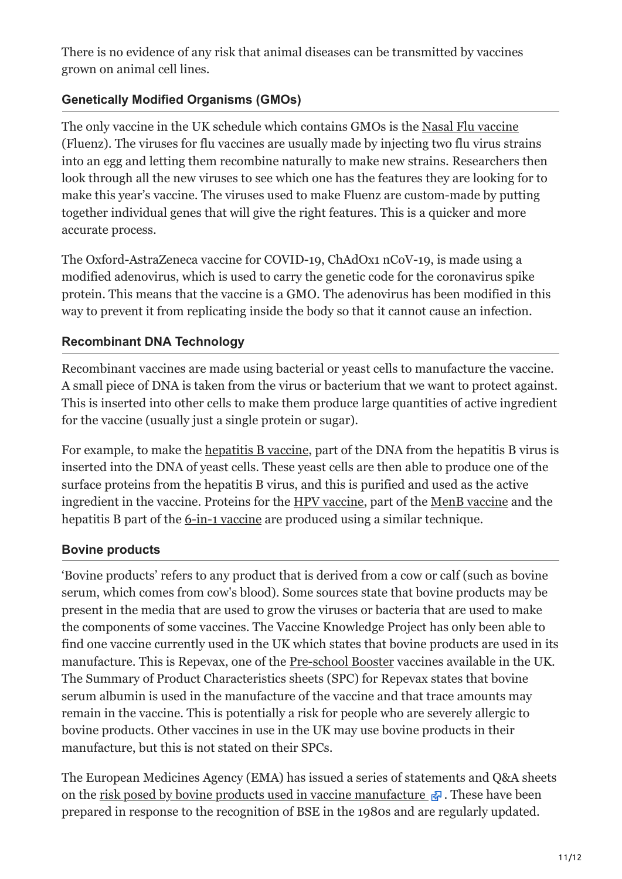There is no evidence of any risk that animal diseases can be transmitted by vaccines grown on animal cell lines.

### Genetically Modified Organisms (GMOs)

The only vaccine in the UK schedule which contains GMOs is the Nasal Flu vaccine (Fluenz). The viruses for flu vaccines are usually made by injecting two flu virus strains into an egg and letting them recombine naturally to make new strains. Researchers then look through all the new viruses to see which one has the features they are looking for to make this year's vaccine. The viruses used to make Fluenz are custom-made by putting together individual genes that will give the right features. This is a quicker and more accurate process.

The Oxford-AstraZeneca vaccine for COVID-19, ChAdOx1 nCoV-19, is made using a modified adenovirus, which is used to carry the genetic code for the coronavirus spike protein. This means that the vaccine is a GMO. The adenovirus has been modified in this way to prevent it from replicating inside the body so that it cannot cause an infection.

### Recombinant DNA Technology

Recombinant vaccines are made using bacterial or yeast cells to manufacture the vaccine. A small piece of DNA is taken from the virus or bacterium that we want to protect against. This is inserted into other cells to make them produce large quantities of active ingredient for the vaccine (usually just a single protein or sugar).

For example, to make the hepatitis B vaccine, part of the DNA from the hepatitis B virus is inserted into the DNA of yeast cells. These yeast cells are then able to produce one of the surface proteins from the hepatitis B virus, and this is purified and used as the active ingredient in the vaccine. Proteins for the HPV vaccine, part of the MenB vaccine and the hepatitis B part of the 6-in-1 vaccine are produced using a similar technique.

### Bovine products

'Bovine products' refers to any product that is derived from a cow or calf (such as bovine serum, which comes from cow's blood). Some sources state that bovine products may be present in the media that are used to grow the viruses or bacteria that are used to make the components of some vaccines. The Vaccine Knowledge Project has only been able to find one vaccine currently used in the UK which states that bovine products are used in its manufacture. This is Repevax, one of the Pre-school Booster vaccines available in the UK. The Summary of Product Characteristics sheets (SPC) for Repevax states that bovine serum albumin is used in the manufacture of the vaccine and that trace amounts may remain in the vaccine. This is potentially a risk for people who are severely allergic to bovine products. Other vaccines in use in the UK may use bovine products in their manufacture, but this is not stated on their SPCs.

The European Medicines Agency (EMA) has issued a series of statements and Q&A sheets on the risk posed by bovine products used in vaccine manufacture. These have been prepared in response to the recognition of BSE in the 1980s and are regularly updated.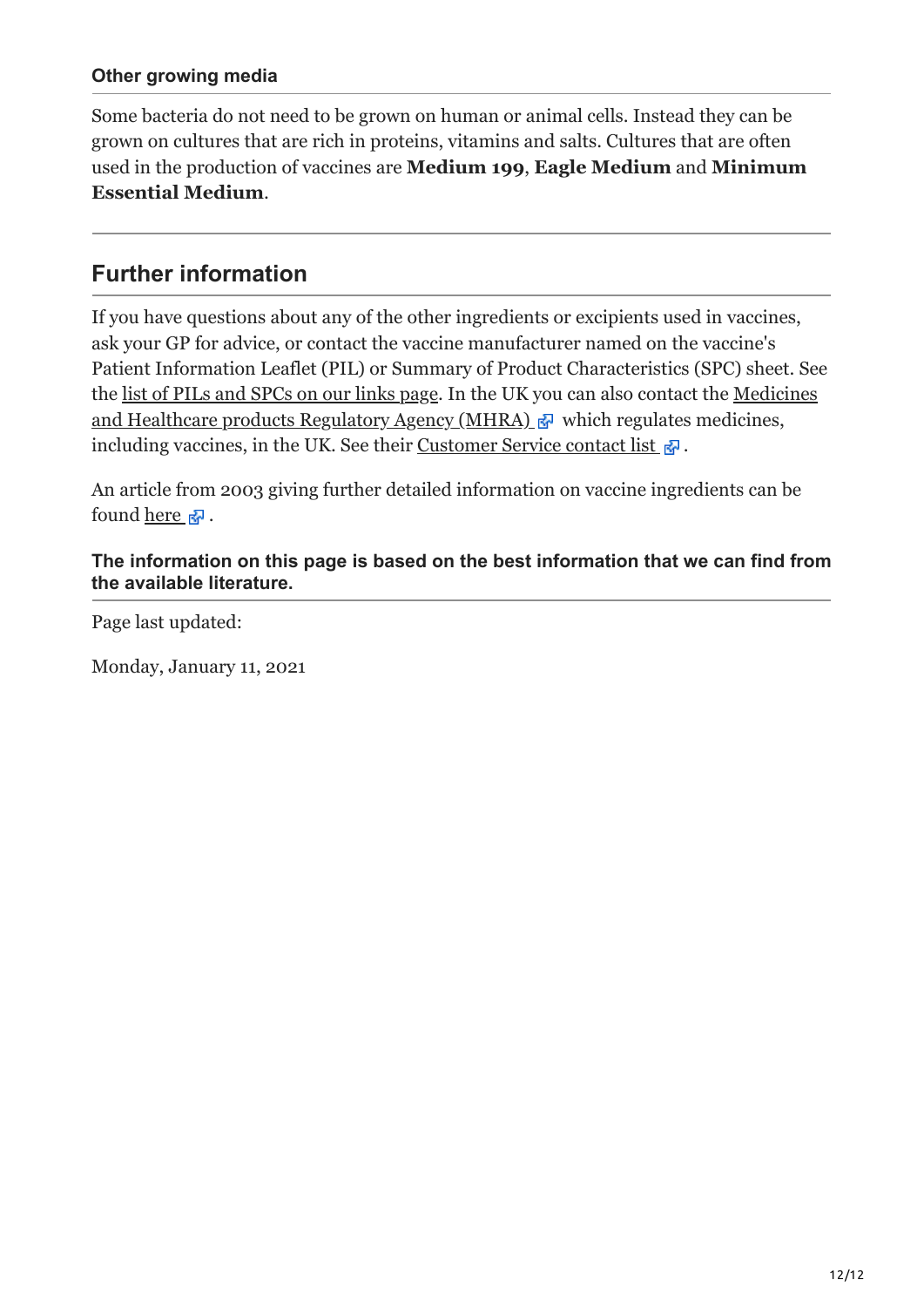### Other growing media

Some bacteria do not need to be grown on human or animal cells. Instead they can be grown on cultures that are rich in proteins, vitamins and salts. Cultures that are often used in the production of vaccines are **Medium 199**, **Eagle Medium** and **Minimum Essential Medium**.

---

## Further information

If you have questions about any of the other ingredients or excipients used in vaccines, ask your GP for advice, or contact the vaccine manufacturer named on the vaccine's Patient Information Leaflet (PIL) or Summary of Product Characteristics (SPC) sheet. See the list of PILs and SPCs on our links page. In the UK you can also contact the Medicines and Healthcare products Regulatory Agency (MHRA) which regulates medicines, including vaccines, in the UK. See their Customer Service contact list .

An article from 2003 giving further detailed information on vaccine ingredients can be found here .

**The information on this page is based on the best information that we can find from the available literature.**

Page last updated:

Monday, January 11, 2021